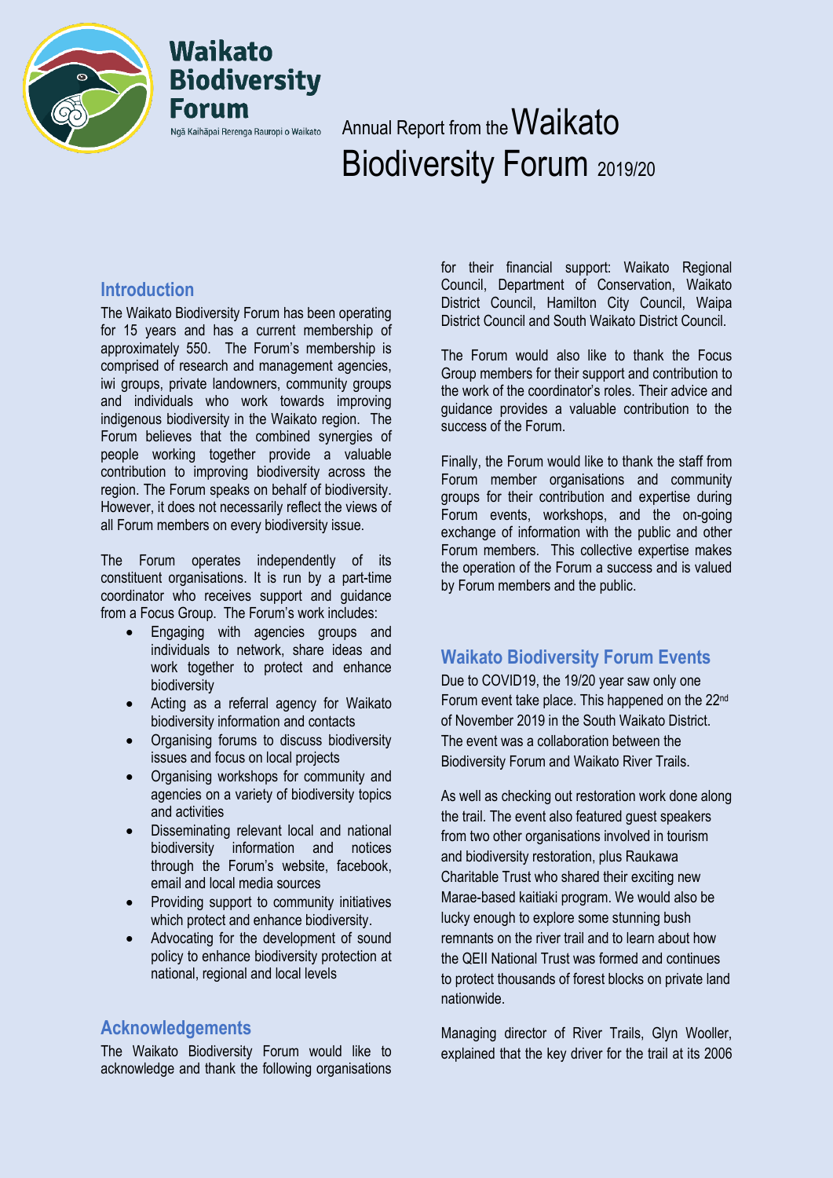# Annual Report from the Waikato Biodiversity Forum 2019/20

Waikato Biodiversity Forum
Ngā Kaihāpai Rerenga Rauropi o Waikato

## Introduction

The Waikato Biodiversity Forum has been operating for 15 years and has a current membership of approximately 550. The Forum's membership is comprised of research and management agencies, iwi groups, private landowners, community groups and individuals who work towards improving indigenous biodiversity in the Waikato region. The Forum believes that the combined synergies of people working together provide a valuable contribution to improving biodiversity across the region. The Forum speaks on behalf of biodiversity. However, it does not necessarily reflect the views of all Forum members on every biodiversity issue.

The Forum operates independently of its constituent organisations. It is run by a part-time coordinator who receives support and guidance from a Focus Group. The Forum's work includes:

- Engaging with agencies groups and individuals to network, share ideas and work together to protect and enhance biodiversity
- Acting as a referral agency for Waikato biodiversity information and contacts
- Organising forums to discuss biodiversity issues and focus on local projects
- Organising workshops for community and agencies on a variety of biodiversity topics and activities
- Disseminating relevant local and national biodiversity information and notices through the Forum's website, facebook, email and local media sources
- Providing support to community initiatives which protect and enhance biodiversity.
- Advocating for the development of sound policy to enhance biodiversity protection at national, regional and local levels

## Acknowledgements

The Waikato Biodiversity Forum would like to acknowledge and thank the following organisations for their financial support: Waikato Regional Council, Department of Conservation, Waikato District Council, Hamilton City Council, Waipa District Council and South Waikato District Council.

The Forum would also like to thank the Focus Group members for their support and contribution to the work of the coordinator's roles. Their advice and guidance provides a valuable contribution to the success of the Forum.

Finally, the Forum would like to thank the staff from Forum member organisations and community groups for their contribution and expertise during Forum events, workshops, and the on-going exchange of information with the public and other Forum members. This collective expertise makes the operation of the Forum a success and is valued by Forum members and the public.

## Waikato Biodiversity Forum Events

Due to COVID19, the 19/20 year saw only one Forum event take place. This happened on the 22nd of November 2019 in the South Waikato District. The event was a collaboration between the Biodiversity Forum and Waikato River Trails.

As well as checking out restoration work done along the trail. The event also featured guest speakers from two other organisations involved in tourism and biodiversity restoration, plus Raukawa Charitable Trust who shared their exciting new Marae-based kaitiaki program. We would also be lucky enough to explore some stunning bush remnants on the river trail and to learn about how the QEII National Trust was formed and continues to protect thousands of forest blocks on private land nationwide.

Managing director of River Trails, Glyn Wooller, explained that the key driver for the trail at its 2006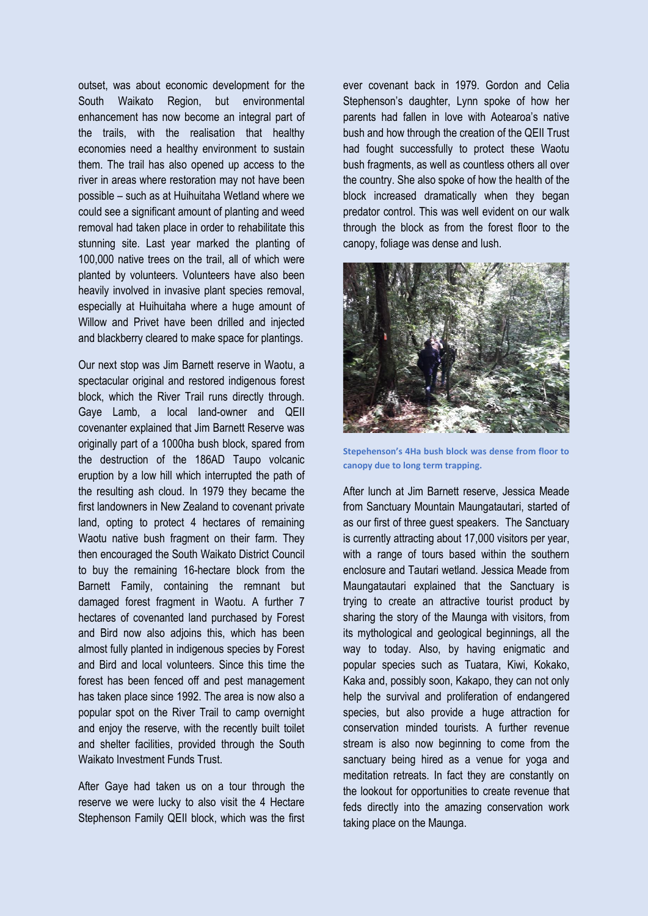outset, was about economic development for the South Waikato Region, but environmental enhancement has now become an integral part of the trails, with the realisation that healthy economies need a healthy environment to sustain them. The trail has also opened up access to the river in areas where restoration may not have been possible – such as at Huihuitaha Wetland where we could see a significant amount of planting and weed removal had taken place in order to rehabilitate this stunning site. Last year marked the planting of 100,000 native trees on the trail, all of which were planted by volunteers. Volunteers have also been heavily involved in invasive plant species removal, especially at Huihuitaha where a huge amount of Willow and Privet have been drilled and injected and blackberry cleared to make space for plantings.

Our next stop was Jim Barnett reserve in Waotu, a spectacular original and restored indigenous forest block, which the River Trail runs directly through. Gaye Lamb, a local land-owner and QEII covenanter explained that Jim Barnett Reserve was originally part of a 1000ha bush block, spared from the destruction of the 186AD Taupo volcanic eruption by a low hill which interrupted the path of the resulting ash cloud. In 1979 they became the first landowners in New Zealand to covenant private land, opting to protect 4 hectares of remaining Waotu native bush fragment on their farm. They then encouraged the South Waikato District Council to buy the remaining 16-hectare block from the Barnett Family, containing the remnant but damaged forest fragment in Waotu. A further 7 hectares of covenanted land purchased by Forest and Bird now also adjoins this, which has been almost fully planted in indigenous species by Forest and Bird and local volunteers. Since this time the forest has been fenced off and pest management has taken place since 1992. The area is now also a popular spot on the River Trail to camp overnight and enjoy the reserve, with the recently built toilet and shelter facilities, provided through the South Waikato Investment Funds Trust.

After Gaye had taken us on a tour through the reserve we were lucky to also visit the 4 Hectare Stephenson Family QEII block, which was the first ever covenant back in 1979. Gordon and Celia Stephenson's daughter, Lynn spoke of how her parents had fallen in love with Aotearoa's native bush and how through the creation of the QEII Trust had fought successfully to protect these Waotu bush fragments, as well as countless others all over the country. She also spoke of how the health of the block increased dramatically when they began predator control. This was well evident on our walk through the block as from the forest floor to the canopy, foliage was dense and lush.

**Stepehenson's 4Ha bush block was dense from floor to canopy due to long term trapping.**

After lunch at Jim Barnett reserve, Jessica Meade from Sanctuary Mountain Maungatautari, started of as our first of three guest speakers. The Sanctuary is currently attracting about 17,000 visitors per year, with a range of tours based within the southern enclosure and Tautari wetland. Jessica Meade from Maungatautari explained that the Sanctuary is trying to create an attractive tourist product by sharing the story of the Maunga with visitors, from its mythological and geological beginnings, all the way to today. Also, by having enigmatic and popular species such as Tuatara, Kiwi, Kokako, Kaka and, possibly soon, Kakapo, they can not only help the survival and proliferation of endangered species, but also provide a huge attraction for conservation minded tourists. A further revenue stream is also now beginning to come from the sanctuary being hired as a venue for yoga and meditation retreats. In fact they are constantly on the lookout for opportunities to create revenue that feds directly into the amazing conservation work taking place on the Maunga.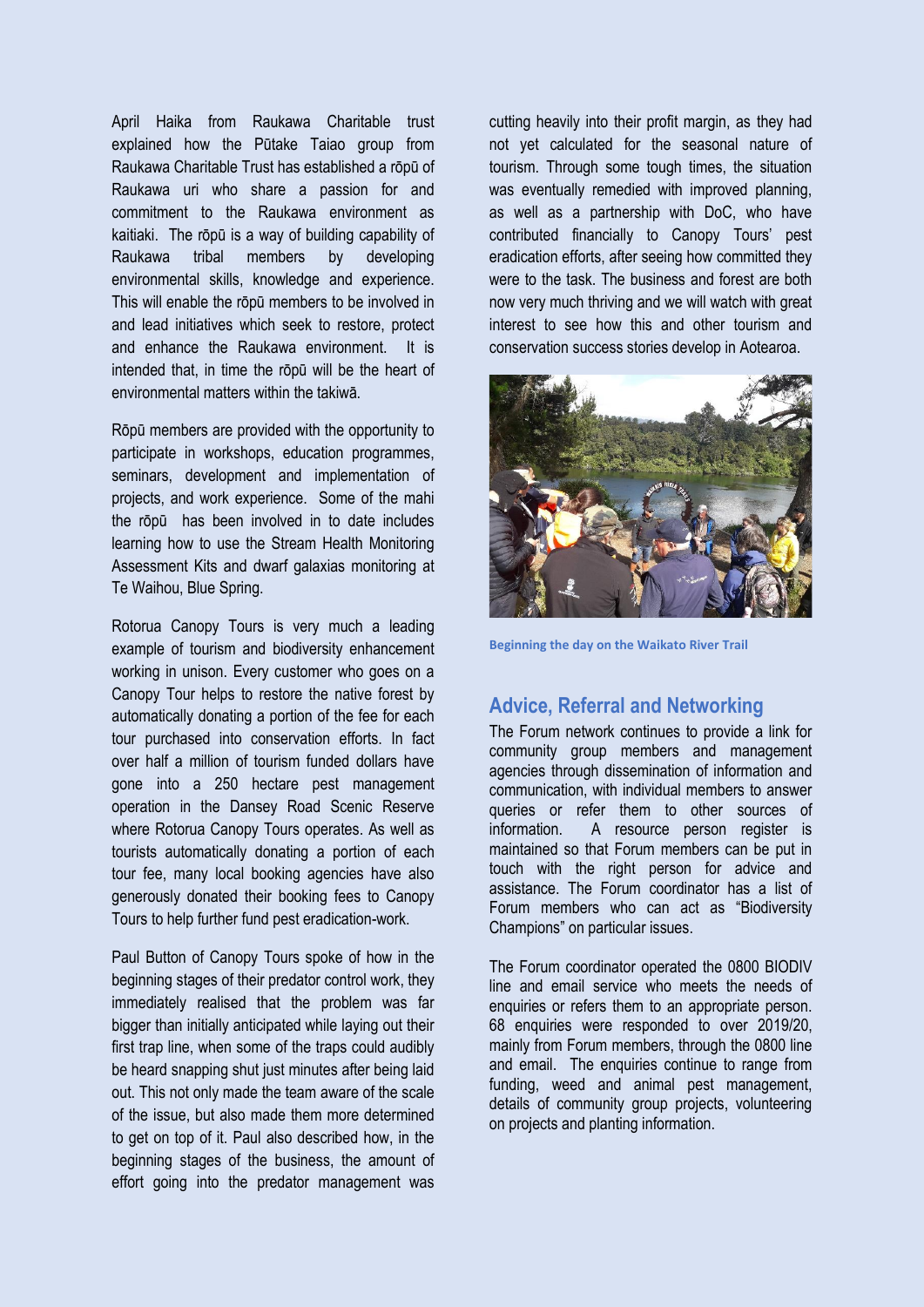April Haika from Raukawa Charitable trust explained how the Pūtake Taiao group from Raukawa Charitable Trust has established a rōpū of Raukawa uri who share a passion for and commitment to the Raukawa environment as kaitiaki. The rōpū is a way of building capability of Raukawa tribal members by developing environmental skills, knowledge and experience. This will enable the rōpū members to be involved in and lead initiatives which seek to restore, protect and enhance the Raukawa environment. It is intended that, in time the rōpū will be the heart of environmental matters within the takiwā.

Rōpū members are provided with the opportunity to participate in workshops, education programmes, seminars, development and implementation of projects, and work experience. Some of the mahi the rōpū has been involved in to date includes learning how to use the Stream Health Monitoring Assessment Kits and dwarf galaxias monitoring at Te Waihou, Blue Spring.

Rotorua Canopy Tours is very much a leading example of tourism and biodiversity enhancement working in unison. Every customer who goes on a Canopy Tour helps to restore the native forest by automatically donating a portion of the fee for each tour purchased into conservation efforts. In fact over half a million of tourism funded dollars have gone into a 250 hectare pest management operation in the Dansey Road Scenic Reserve where Rotorua Canopy Tours operates. As well as tourists automatically donating a portion of each tour fee, many local booking agencies have also generously donated their booking fees to Canopy Tours to help further fund pest eradication-work.

Paul Button of Canopy Tours spoke of how in the beginning stages of their predator control work, they immediately realised that the problem was far bigger than initially anticipated while laying out their first trap line, when some of the traps could audibly be heard snapping shut just minutes after being laid out. This not only made the team aware of the scale of the issue, but also made them more determined to get on top of it. Paul also described how, in the beginning stages of the business, the amount of effort going into the predator management was cutting heavily into their profit margin, as they had not yet calculated for the seasonal nature of tourism. Through some tough times, the situation was eventually remedied with improved planning, as well as a partnership with DoC, who have contributed financially to Canopy Tours' pest eradication efforts, after seeing how committed they were to the task. The business and forest are both now very much thriving and we will watch with great interest to see how this and other tourism and conservation success stories develop in Aotearoa.

Beginning the day on the Waikato River Trail

## Advice, Referral and Networking

The Forum network continues to provide a link for community group members and management agencies through dissemination of information and communication, with individual members to answer queries or refer them to other sources of information. A resource person register is maintained so that Forum members can be put in touch with the right person for advice and assistance. The Forum coordinator has a list of Forum members who can act as "Biodiversity Champions" on particular issues.

The Forum coordinator operated the 0800 BIODIV line and email service who meets the needs of enquiries or refers them to an appropriate person. 68 enquiries were responded to over 2019/20, mainly from Forum members, through the 0800 line and email. The enquiries continue to range from funding, weed and animal pest management, details of community group projects, volunteering on projects and planting information.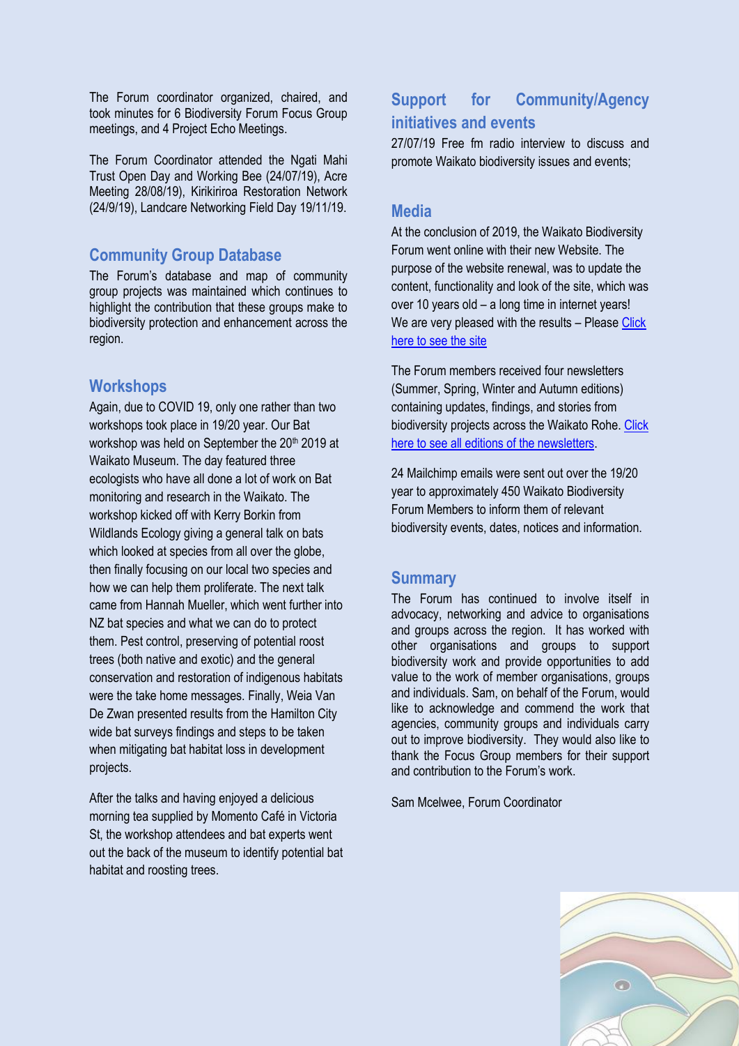The Forum coordinator organized, chaired, and took minutes for 6 Biodiversity Forum Focus Group meetings, and 4 Project Echo Meetings.

The Forum Coordinator attended the Ngati Mahi Trust Open Day and Working Bee (24/07/19), Acre Meeting 28/08/19), Kirikiriroa Restoration Network (24/9/19), Landcare Networking Field Day 19/11/19.

## Community Group Database

The Forum's database and map of community group projects was maintained which continues to highlight the contribution that these groups make to biodiversity protection and enhancement across the region.

## Workshops

Again, due to COVID 19, only one rather than two workshops took place in 19/20 year. Our Bat workshop was held on September the 20th 2019 at Waikato Museum. The day featured three ecologists who have all done a lot of work on Bat monitoring and research in the Waikato. The workshop kicked off with Kerry Borkin from Wildlands Ecology giving a general talk on bats which looked at species from all over the globe, then finally focusing on our local two species and how we can help them proliferate. The next talk came from Hannah Mueller, which went further into NZ bat species and what we can do to protect them. Pest control, preserving of potential roost trees (both native and exotic) and the general conservation and restoration of indigenous habitats were the take home messages. Finally, Weia Van De Zwan presented results from the Hamilton City wide bat surveys findings and steps to be taken when mitigating bat habitat loss in development projects.

After the talks and having enjoyed a delicious morning tea supplied by Momento Café in Victoria St, the workshop attendees and bat experts went out the back of the museum to identify potential bat habitat and roosting trees.

## Support for Community/Agency initiatives and events

27/07/19 Free fm radio interview to discuss and promote Waikato biodiversity issues and events;

## Media

At the conclusion of 2019, the Waikato Biodiversity Forum went online with their new Website. The purpose of the website renewal, was to update the content, functionality and look of the site, which was over 10 years old – a long time in internet years! We are very pleased with the results – Please Click here to see the site

The Forum members received four newsletters (Summer, Spring, Winter and Autumn editions) containing updates, findings, and stories from biodiversity projects across the Waikato Rohe. Click here to see all editions of the newsletters.

24 Mailchimp emails were sent out over the 19/20 year to approximately 450 Waikato Biodiversity Forum Members to inform them of relevant biodiversity events, dates, notices and information.

## Summary

The Forum has continued to involve itself in advocacy, networking and advice to organisations and groups across the region. It has worked with other organisations and groups to support biodiversity work and provide opportunities to add value to the work of member organisations, groups and individuals. Sam, on behalf of the Forum, would like to acknowledge and commend the work that agencies, community groups and individuals carry out to improve biodiversity. They would also like to thank the Focus Group members for their support and contribution to the Forum's work.

Sam Mcelwee, Forum Coordinator